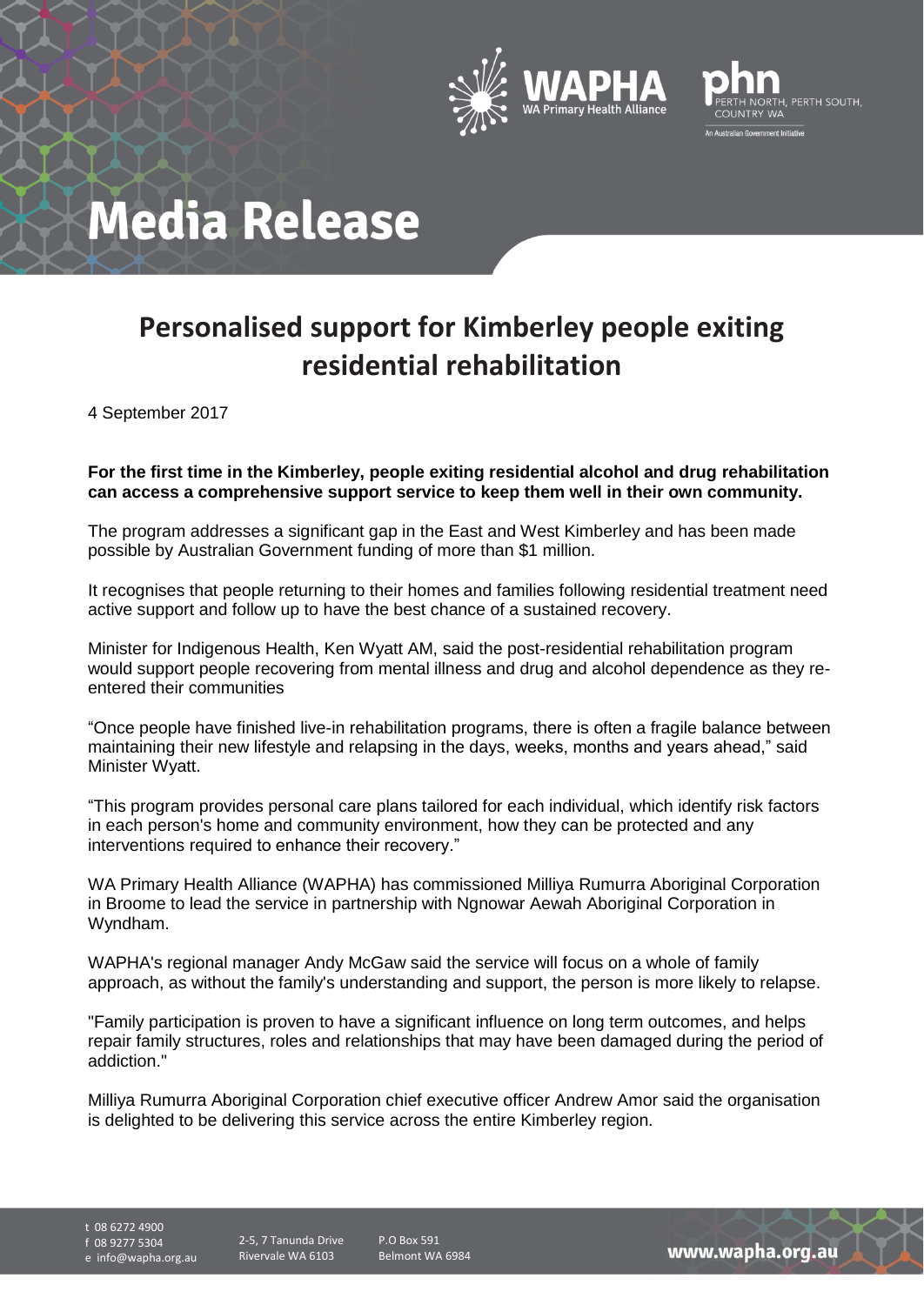# Media Release

## Personalised support for Kimberley people exiting residential rehabilitation

4 September 2017

**For the first time in the Kimberley, people exiting residential alcohol and drug rehabilitation can access a comprehensive support service to keep them well in their own community.**

The program addresses a significant gap in the East and West Kimberley and has been made possible by Australian Government funding of more than $1 million.

It recognises that people returning to their homes and families following residential treatment need active support and follow up to have the best chance of a sustained recovery.

Minister for Indigenous Health, Ken Wyatt AM, said the post-residential rehabilitation program would support people recovering from mental illness and drug and alcohol dependence as they re-entered their communities

"Once people have finished live-in rehabilitation programs, there is often a fragile balance between maintaining their new lifestyle and relapsing in the days, weeks, months and years ahead," said Minister Wyatt.

"This program provides personal care plans tailored for each individual, which identify risk factors in each person's home and community environment, how they can be protected and any interventions required to enhance their recovery."

WA Primary Health Alliance (WAPHA) has commissioned Milliya Rumurra Aboriginal Corporation in Broome to lead the service in partnership with Ngnowar Aewah Aboriginal Corporation in Wyndham.

WAPHA's regional manager Andy McGaw said the service will focus on a whole of family approach, as without the family's understanding and support, the person is more likely to relapse.

"Family participation is proven to have a significant influence on long term outcomes, and helps repair family structures, roles and relationships that may have been damaged during the period of addiction."

Milliya Rumurra Aboriginal Corporation chief executive officer Andrew Amor said the organisation is delighted to be delivering this service across the entire Kimberley region.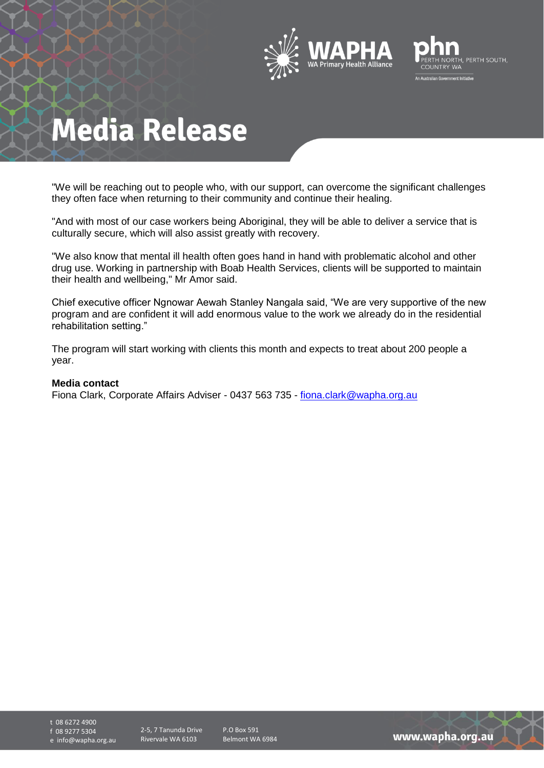"We will be reaching out to people who, with our support, can overcome the significant challenges they often face when returning to their community and continue their healing.

"And with most of our case workers being Aboriginal, they will be able to deliver a service that is culturally secure, which will also assist greatly with recovery.

"We also know that mental ill health often goes hand in hand with problematic alcohol and other drug use. Working in partnership with Boab Health Services, clients will be supported to maintain their health and wellbeing," Mr Amor said.

Chief executive officer Ngnowar Aewah Stanley Nangala said, "We are very supportive of the new program and are confident it will add enormous value to the work we already do in the residential rehabilitation setting."

The program will start working with clients this month and expects to treat about 200 people a year.

**Media contact**
Fiona Clark, Corporate Affairs Adviser - 0437 563 735 - fiona.clark@wapha.org.au